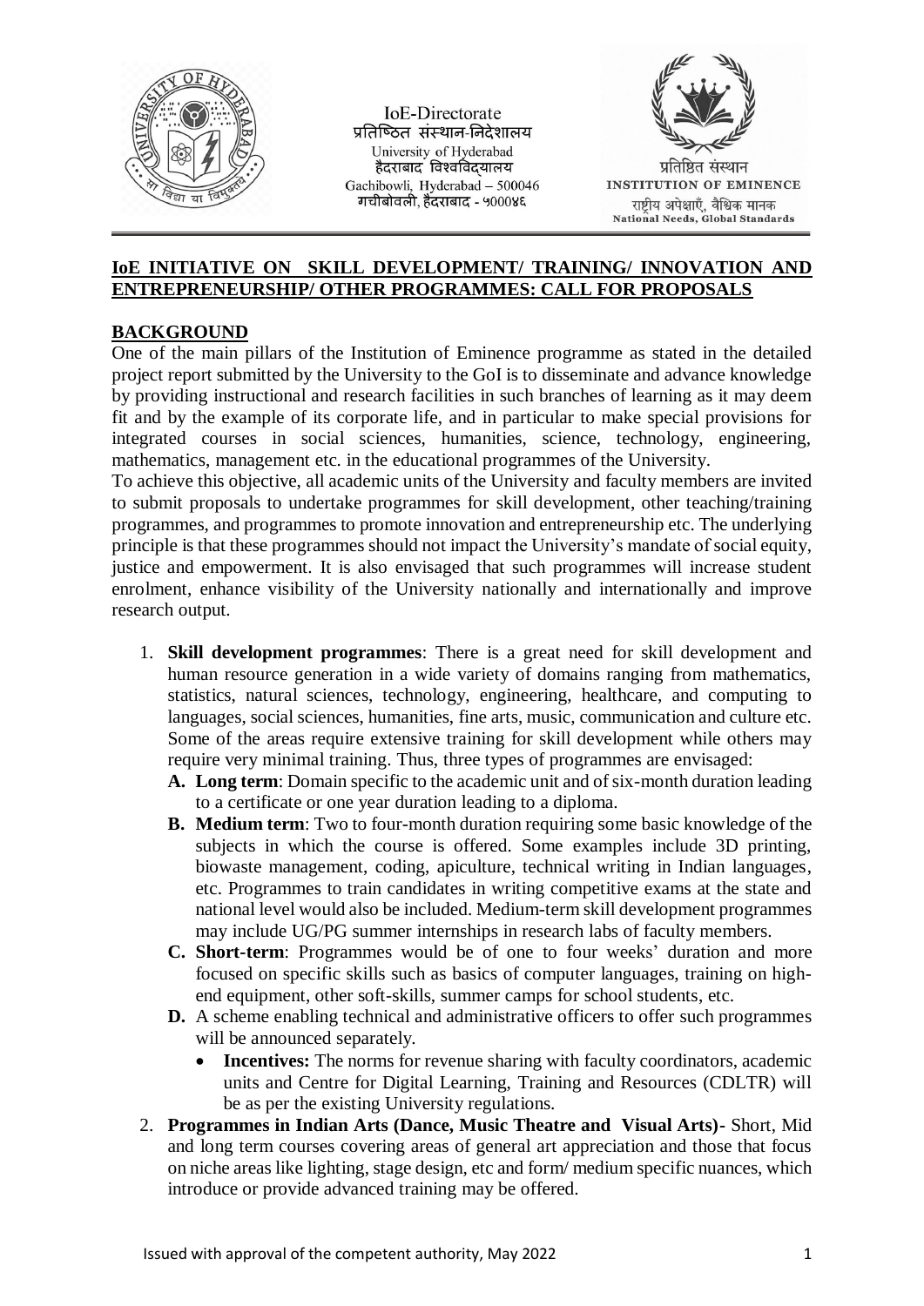IoE-Directorate
प्रतिष्ठित संस्थान-निदेशालय
University of Hyderabad
हैदराबाद विश्वविद्यालय
Gachibowli, Hyderabad – 500046
गचीबोवली, हैदराबाद - ५०००४६

प्रतिष्ठित संस्थान
INSTITUTION OF EMINENCE
राष्ट्रीय अपेक्षाएँ, वैश्विक मानक
National Needs, Global Standards

## IoE INITIATIVE ON SKILL DEVELOPMENT/ TRAINING/ INNOVATION AND ENTREPRENEURSHIP/ OTHER PROGRAMMES: CALL FOR PROPOSALS

### BACKGROUND

One of the main pillars of the Institution of Eminence programme as stated in the detailed project report submitted by the University to the GoI is to disseminate and advance knowledge by providing instructional and research facilities in such branches of learning as it may deem fit and by the example of its corporate life, and in particular to make special provisions for integrated courses in social sciences, humanities, science, technology, engineering, mathematics, management etc. in the educational programmes of the University.

To achieve this objective, all academic units of the University and faculty members are invited to submit proposals to undertake programmes for skill development, other teaching/training programmes, and programmes to promote innovation and entrepreneurship etc. The underlying principle is that these programmes should not impact the University's mandate of social equity, justice and empowerment. It is also envisaged that such programmes will increase student enrolment, enhance visibility of the University nationally and internationally and improve research output.

1. **Skill development programmes**: There is a great need for skill development and human resource generation in a wide variety of domains ranging from mathematics, statistics, natural sciences, technology, engineering, healthcare, and computing to languages, social sciences, humanities, fine arts, music, communication and culture etc. Some of the areas require extensive training for skill development while others may require very minimal training. Thus, three types of programmes are envisaged:
   - **A. Long term**: Domain specific to the academic unit and of six-month duration leading to a certificate or one year duration leading to a diploma.
   - **B. Medium term**: Two to four-month duration requiring some basic knowledge of the subjects in which the course is offered. Some examples include 3D printing, biowaste management, coding, apiculture, technical writing in Indian languages, etc. Programmes to train candidates in writing competitive exams at the state and national level would also be included. Medium-term skill development programmes may include UG/PG summer internships in research labs of faculty members.
   - **C. Short-term**: Programmes would be of one to four weeks' duration and more focused on specific skills such as basics of computer languages, training on high-end equipment, other soft-skills, summer camps for school students, etc.
   - **D.** A scheme enabling technical and administrative officers to offer such programmes will be announced separately.
     - **Incentives:** The norms for revenue sharing with faculty coordinators, academic units and Centre for Digital Learning, Training and Resources (CDLTR) will be as per the existing University regulations.
2. **Programmes in Indian Arts (Dance, Music Theatre and Visual Arts)-** Short, Mid and long term courses covering areas of general art appreciation and those that focus on niche areas like lighting, stage design, etc and form/ medium specific nuances, which introduce or provide advanced training may be offered.

Issued with approval of the competent authority, May 2022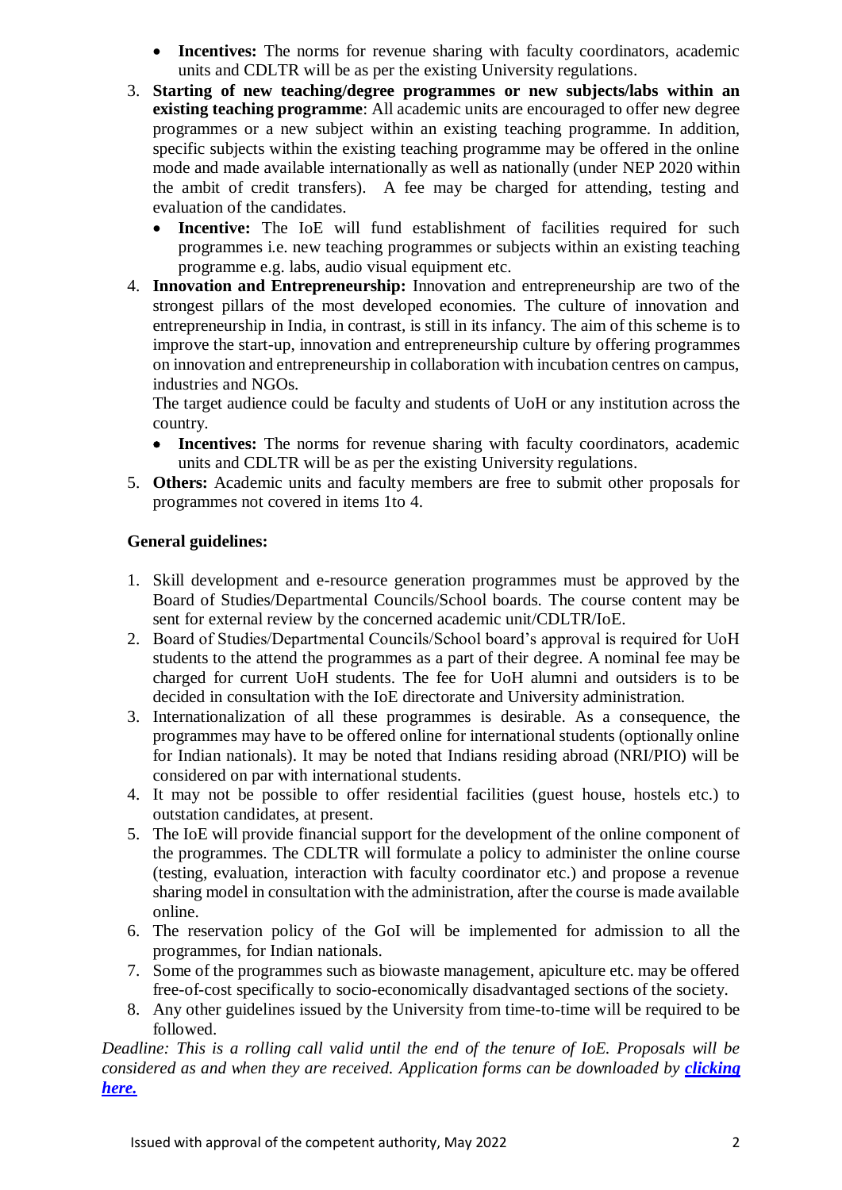- **Incentives:** The norms for revenue sharing with faculty coordinators, academic units and CDLTR will be as per the existing University regulations.

3. **Starting of new teaching/degree programmes or new subjects/labs within an existing teaching programme**: All academic units are encouraged to offer new degree programmes or a new subject within an existing teaching programme. In addition, specific subjects within the existing teaching programme may be offered in the online mode and made available internationally as well as nationally (under NEP 2020 within the ambit of credit transfers). A fee may be charged for attending, testing and evaluation of the candidates.
   - **Incentive:** The IoE will fund establishment of facilities required for such programmes i.e. new teaching programmes or subjects within an existing teaching programme e.g. labs, audio visual equipment etc.
4. **Innovation and Entrepreneurship:** Innovation and entrepreneurship are two of the strongest pillars of the most developed economies. The culture of innovation and entrepreneurship in India, in contrast, is still in its infancy. The aim of this scheme is to improve the start-up, innovation and entrepreneurship culture by offering programmes on innovation and entrepreneurship in collaboration with incubation centres on campus, industries and NGOs.

   The target audience could be faculty and students of UoH or any institution across the country.
   - **Incentives:** The norms for revenue sharing with faculty coordinators, academic units and CDLTR will be as per the existing University regulations.
5. **Others:** Academic units and faculty members are free to submit other proposals for programmes not covered in items 1to 4.

**General guidelines:**

1. Skill development and e-resource generation programmes must be approved by the Board of Studies/Departmental Councils/School boards. The course content may be sent for external review by the concerned academic unit/CDLTR/IoE.
2. Board of Studies/Departmental Councils/School board's approval is required for UoH students to the attend the programmes as a part of their degree. A nominal fee may be charged for current UoH students. The fee for UoH alumni and outsiders is to be decided in consultation with the IoE directorate and University administration.
3. Internationalization of all these programmes is desirable. As a consequence, the programmes may have to be offered online for international students (optionally online for Indian nationals). It may be noted that Indians residing abroad (NRI/PIO) will be considered on par with international students.
4. It may not be possible to offer residential facilities (guest house, hostels etc.) to outstation candidates, at present.
5. The IoE will provide financial support for the development of the online component of the programmes. The CDLTR will formulate a policy to administer the online course (testing, evaluation, interaction with faculty coordinator etc.) and propose a revenue sharing model in consultation with the administration, after the course is made available online.
6. The reservation policy of the GoI will be implemented for admission to all the programmes, for Indian nationals.
7. Some of the programmes such as biowaste management, apiculture etc. may be offered free-of-cost specifically to socio-economically disadvantaged sections of the society.
8. Any other guidelines issued by the University from time-to-time will be required to be followed.

*Deadline: This is a rolling call valid until the end of the tenure of IoE. Proposals will be considered as and when they are received. Application forms can be downloaded by **clicking here.***

Issued with approval of the competent authority, May 2022